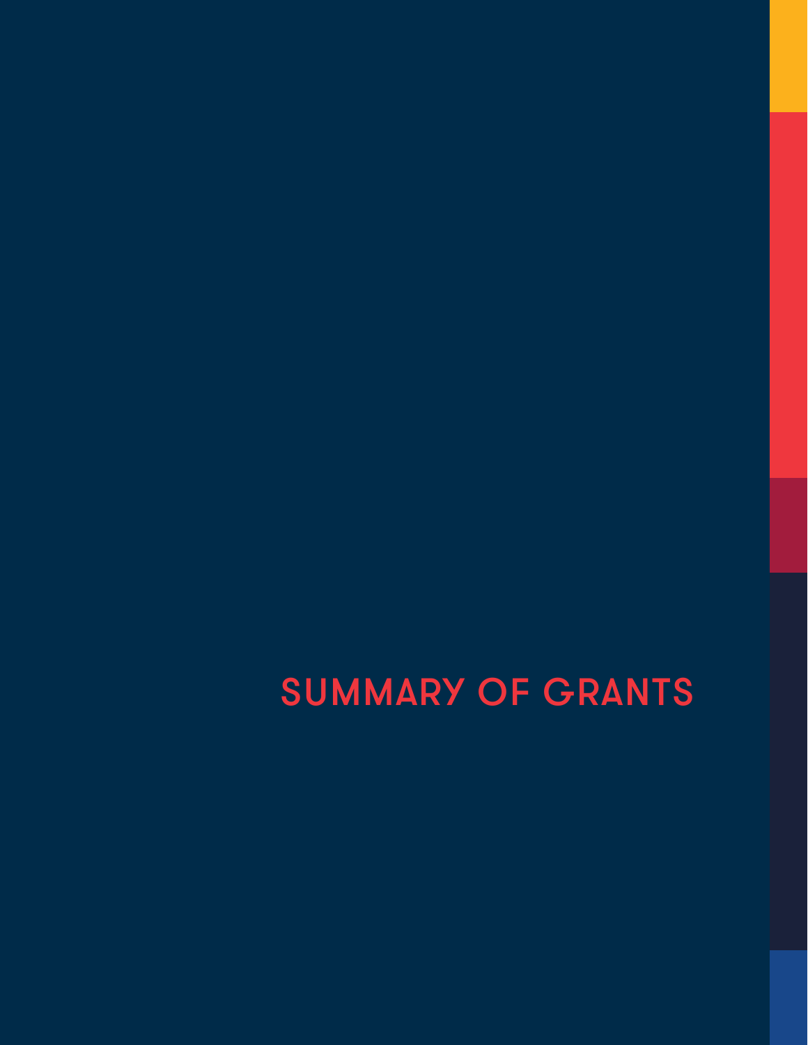# SUMMARY OF GRANTS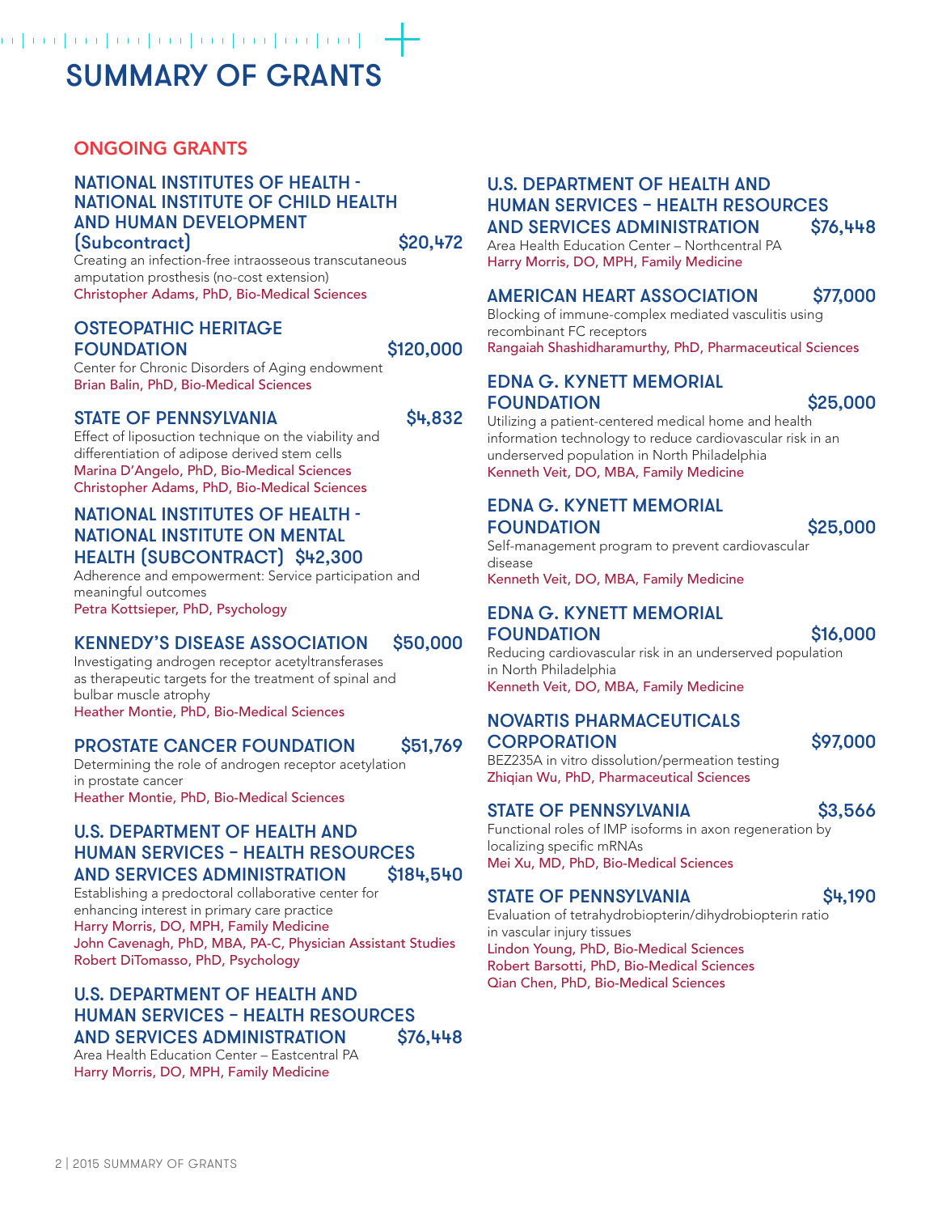# SUMMARY OF GRANTS

## ONGOING GRANTS

### NATIONAL INSTITUTES OF HEALTH - NATIONAL INSTITUTE OF CHILD HEALTH AND HUMAN DEVELOPMENT (Subcontract) $20,472

Creating an infection-free intraosseous transcutaneous amputation prosthesis (no-cost extension)
Christopher Adams, PhD, Bio-Medical Sciences

### OSTEOPATHIC HERITAGE FOUNDATION $120,000

Center for Chronic Disorders of Aging endowment
Brian Balin, PhD, Bio-Medical Sciences

### STATE OF PENNSYLVANIA $4,832

Effect of liposuction technique on the viability and differentiation of adipose derived stem cells
Marina D'Angelo, PhD, Bio-Medical Sciences
Christopher Adams, PhD, Bio-Medical Sciences

### NATIONAL INSTITUTES OF HEALTH - NATIONAL INSTITUTE ON MENTAL HEALTH (SUBCONTRACT) $42,300

Adherence and empowerment: Service participation and meaningful outcomes
Petra Kottsieper, PhD, Psychology

### KENNEDY'S DISEASE ASSOCIATION $50,000

Investigating androgen receptor acetyltransferases as therapeutic targets for the treatment of spinal and bulbar muscle atrophy
Heather Montie, PhD, Bio-Medical Sciences

### PROSTATE CANCER FOUNDATION $51,769

Determining the role of androgen receptor acetylation in prostate cancer
Heather Montie, PhD, Bio-Medical Sciences

### U.S. DEPARTMENT OF HEALTH AND HUMAN SERVICES – HEALTH RESOURCES AND SERVICES ADMINISTRATION $184,540

Establishing a predoctoral collaborative center for enhancing interest in primary care practice
Harry Morris, DO, MPH, Family Medicine
John Cavenagh, PhD, MBA, PA-C, Physician Assistant Studies
Robert DiTomasso, PhD, Psychology

### U.S. DEPARTMENT OF HEALTH AND HUMAN SERVICES – HEALTH RESOURCES AND SERVICES ADMINISTRATION $76,448

Area Health Education Center – Eastcentral PA
Harry Morris, DO, MPH, Family Medicine

### U.S. DEPARTMENT OF HEALTH AND HUMAN SERVICES – HEALTH RESOURCES AND SERVICES ADMINISTRATION $76,448

Area Health Education Center – Northcentral PA
Harry Morris, DO, MPH, Family Medicine

### AMERICAN HEART ASSOCIATION $77,000

Blocking of immune-complex mediated vasculitis using recombinant FC receptors
Rangaiah Shashidharamurthy, PhD, Pharmaceutical Sciences

### EDNA G. KYNETT MEMORIAL FOUNDATION $25,000

Utilizing a patient-centered medical home and health information technology to reduce cardiovascular risk in an underserved population in North Philadelphia
Kenneth Veit, DO, MBA, Family Medicine

### EDNA G. KYNETT MEMORIAL FOUNDATION $25,000

Self-management program to prevent cardiovascular disease
Kenneth Veit, DO, MBA, Family Medicine

### EDNA G. KYNETT MEMORIAL FOUNDATION $16,000

Reducing cardiovascular risk in an underserved population in North Philadelphia
Kenneth Veit, DO, MBA, Family Medicine

### NOVARTIS PHARMACEUTICALS CORPORATION $97,000

BEZ235A in vitro dissolution/permeation testing
Zhiqian Wu, PhD, Pharmaceutical Sciences

### STATE OF PENNSYLVANIA $3,566

Functional roles of IMP isoforms in axon regeneration by localizing specific mRNAs
Mei Xu, MD, PhD, Bio-Medical Sciences

### STATE OF PENNSYLVANIA $4,190

Evaluation of tetrahydrobiopterin/dihydrobiopterin ratio in vascular injury tissues
Lindon Young, PhD, Bio-Medical Sciences
Robert Barsotti, PhD, Bio-Medical Sciences
Qian Chen, PhD, Bio-Medical Sciences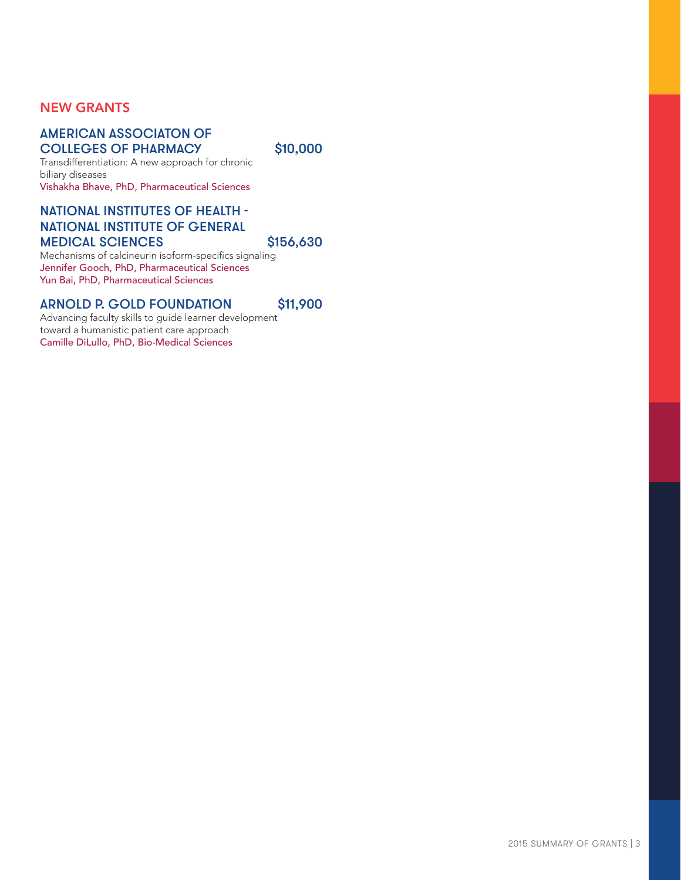## NEW GRANTS

### AMERICAN ASSOCIATON OF COLLEGES OF PHARMACY — $10,000

Transdifferentiation: A new approach for chronic biliary diseases

Vishakha Bhave, PhD, Pharmaceutical Sciences

### NATIONAL INSTITUTES OF HEALTH - NATIONAL INSTITUTE OF GENERAL MEDICAL SCIENCES — $156,630

Mechanisms of calcineurin isoform-specifics signaling

Jennifer Gooch, PhD, Pharmaceutical Sciences

Yun Bai, PhD, Pharmaceutical Sciences

### ARNOLD P. GOLD FOUNDATION — $11,900

Advancing faculty skills to guide learner development toward a humanistic patient care approach

Camille DiLullo, PhD, Bio-Medical Sciences